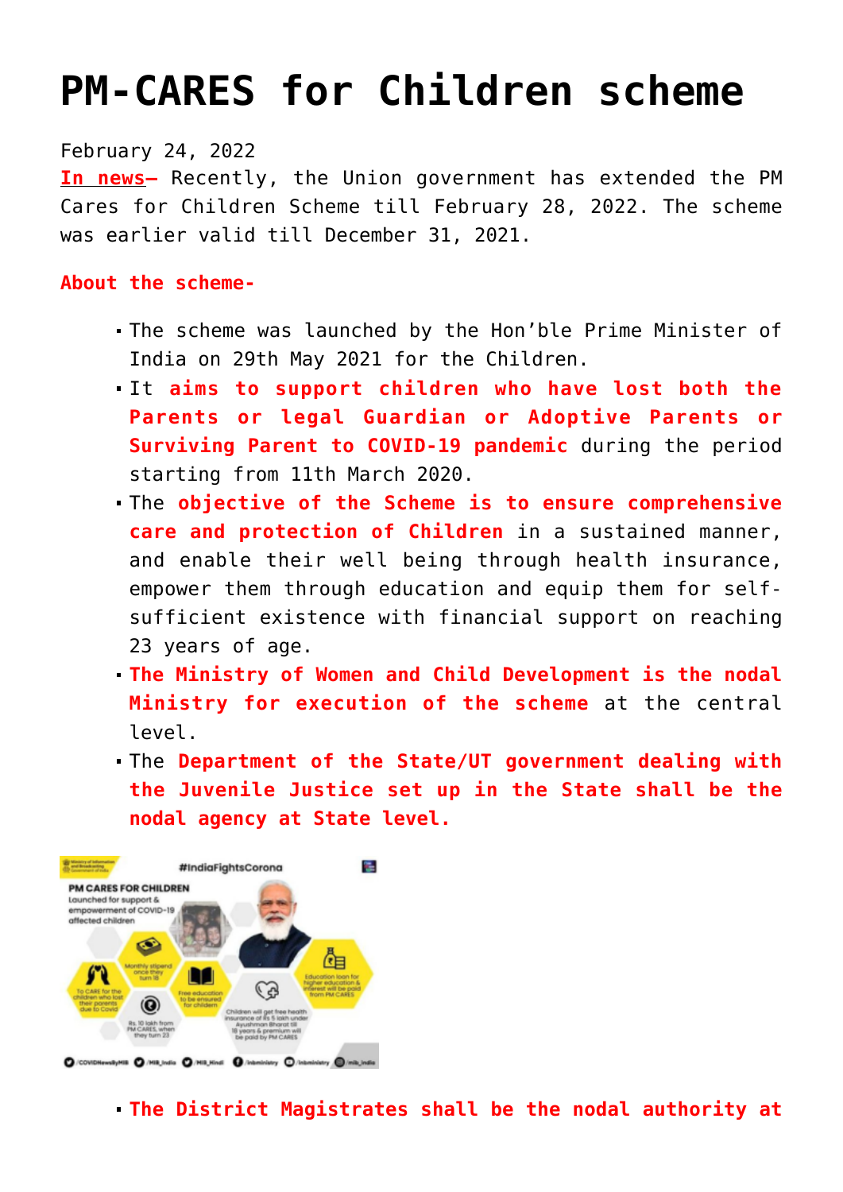# PM-CARES for Children scheme

February 24, 2022

**In news–** Recently, the Union government has extended the PM Cares for Children Scheme till February 28, 2022. The scheme was earlier valid till December 31, 2021.

**About the scheme-**

- The scheme was launched by the Hon'ble Prime Minister of India on 29th May 2021 for the Children.
- It **aims to support children who have lost both the Parents or legal Guardian or Adoptive Parents or Surviving Parent to COVID-19 pandemic** during the period starting from 11th March 2020.
- The **objective of the Scheme is to ensure comprehensive care and protection of Children** in a sustained manner, and enable their well being through health insurance, empower them through education and equip them for self-sufficient existence with financial support on reaching 23 years of age.
- **The Ministry of Women and Child Development is the nodal Ministry for execution of the scheme** at the central level.
- The **Department of the State/UT government dealing with the Juvenile Justice set up in the State shall be the nodal agency at State level.**

- **The District Magistrates shall be the nodal authority at**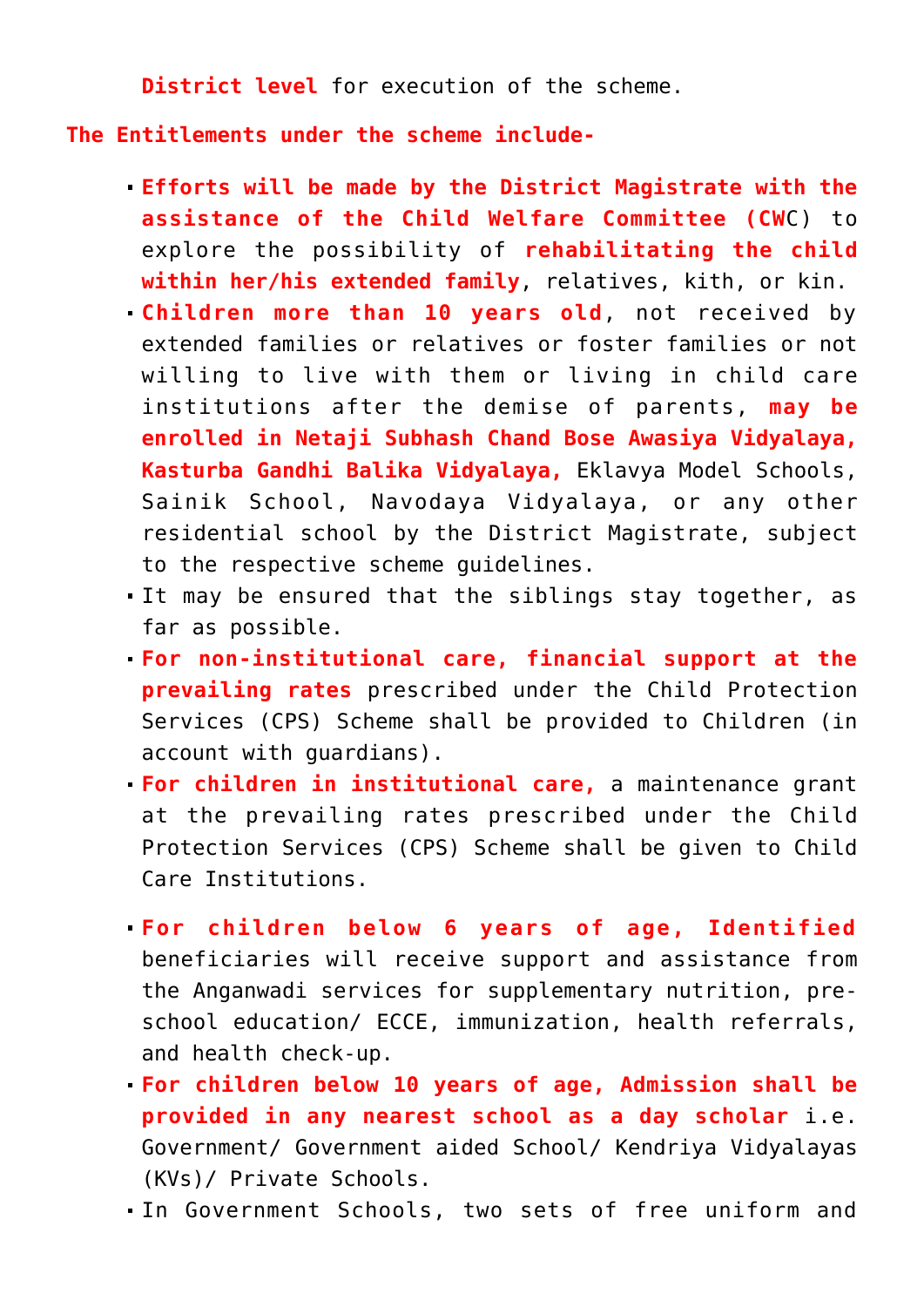**District level** for execution of the scheme.

**The Entitlements under the scheme include-**

- **Efforts will be made by the District Magistrate with the assistance of the Child Welfare Committee (CW**C) to explore the possibility of **rehabilitating the child within her/his extended family**, relatives, kith, or kin.
- **Children more than 10 years old**, not received by extended families or relatives or foster families or not willing to live with them or living in child care institutions after the demise of parents, **may be enrolled in Netaji Subhash Chand Bose Awasiya Vidyalaya, Kasturba Gandhi Balika Vidyalaya,** Eklavya Model Schools, Sainik School, Navodaya Vidyalaya, or any other residential school by the District Magistrate, subject to the respective scheme guidelines.
- It may be ensured that the siblings stay together, as far as possible.
- **For non-institutional care, financial support at the prevailing rates** prescribed under the Child Protection Services (CPS) Scheme shall be provided to Children (in account with guardians).
- **For children in institutional care,** a maintenance grant at the prevailing rates prescribed under the Child Protection Services (CPS) Scheme shall be given to Child Care Institutions.
- **For children below 6 years of age, Identified** beneficiaries will receive support and assistance from the Anganwadi services for supplementary nutrition, pre-school education/ ECCE, immunization, health referrals, and health check-up.
- **For children below 10 years of age, Admission shall be provided in any nearest school as a day scholar** i.e. Government/ Government aided School/ Kendriya Vidyalayas (KVs)/ Private Schools.
- In Government Schools, two sets of free uniform and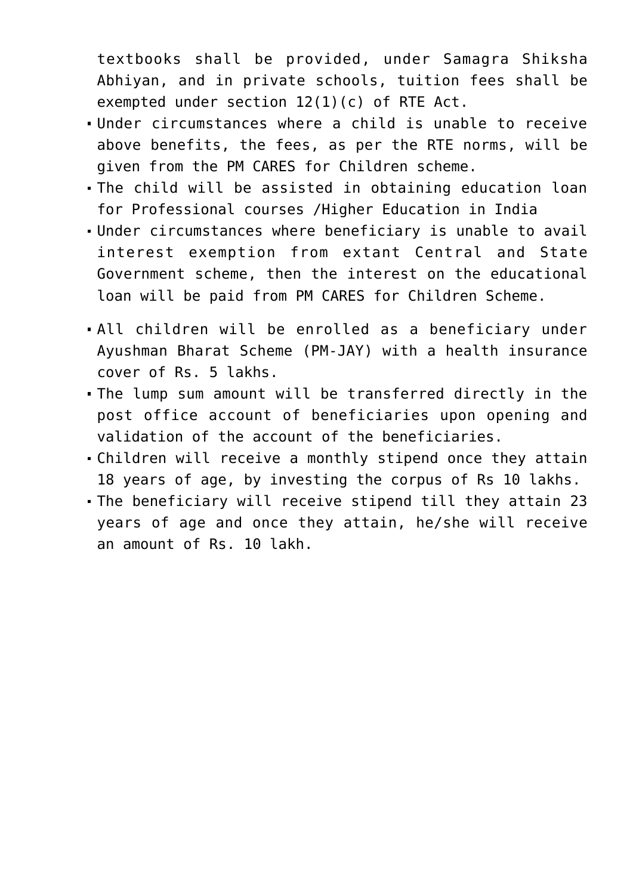textbooks shall be provided, under Samagra Shiksha Abhiyan, and in private schools, tuition fees shall be exempted under section 12(1)(c) of RTE Act.

- Under circumstances where a child is unable to receive above benefits, the fees, as per the RTE norms, will be given from the PM CARES for Children scheme.
- The child will be assisted in obtaining education loan for Professional courses /Higher Education in India
- Under circumstances where beneficiary is unable to avail interest exemption from extant Central and State Government scheme, then the interest on the educational loan will be paid from PM CARES for Children Scheme.

- All children will be enrolled as a beneficiary under Ayushman Bharat Scheme (PM-JAY) with a health insurance cover of Rs. 5 lakhs.
- The lump sum amount will be transferred directly in the post office account of beneficiaries upon opening and validation of the account of the beneficiaries.
- Children will receive a monthly stipend once they attain 18 years of age, by investing the corpus of Rs 10 lakhs.
- The beneficiary will receive stipend till they attain 23 years of age and once they attain, he/she will receive an amount of Rs. 10 lakh.